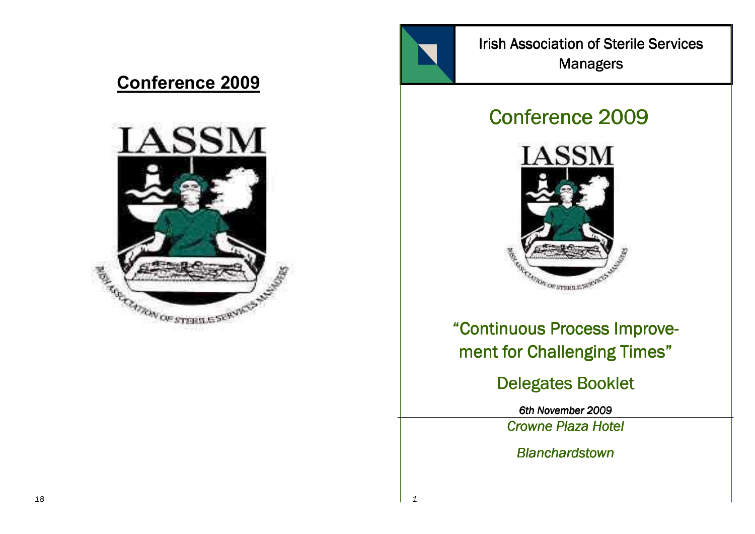## Conference 2009

IASSM

IRISH ASSOCIATION OF STERILE SERVICES MANAGERS

Irish Association of Sterile Services Managers

# Conference 2009

IASSM

IRISH ASSOCIATION OF STERILE SERVICES MANAGERS

## "Continuous Process Improvement for Challenging Times"

## Delegates Booklet

*6th November 2009*

*Crowne Plaza Hotel*

*Blanchardstown*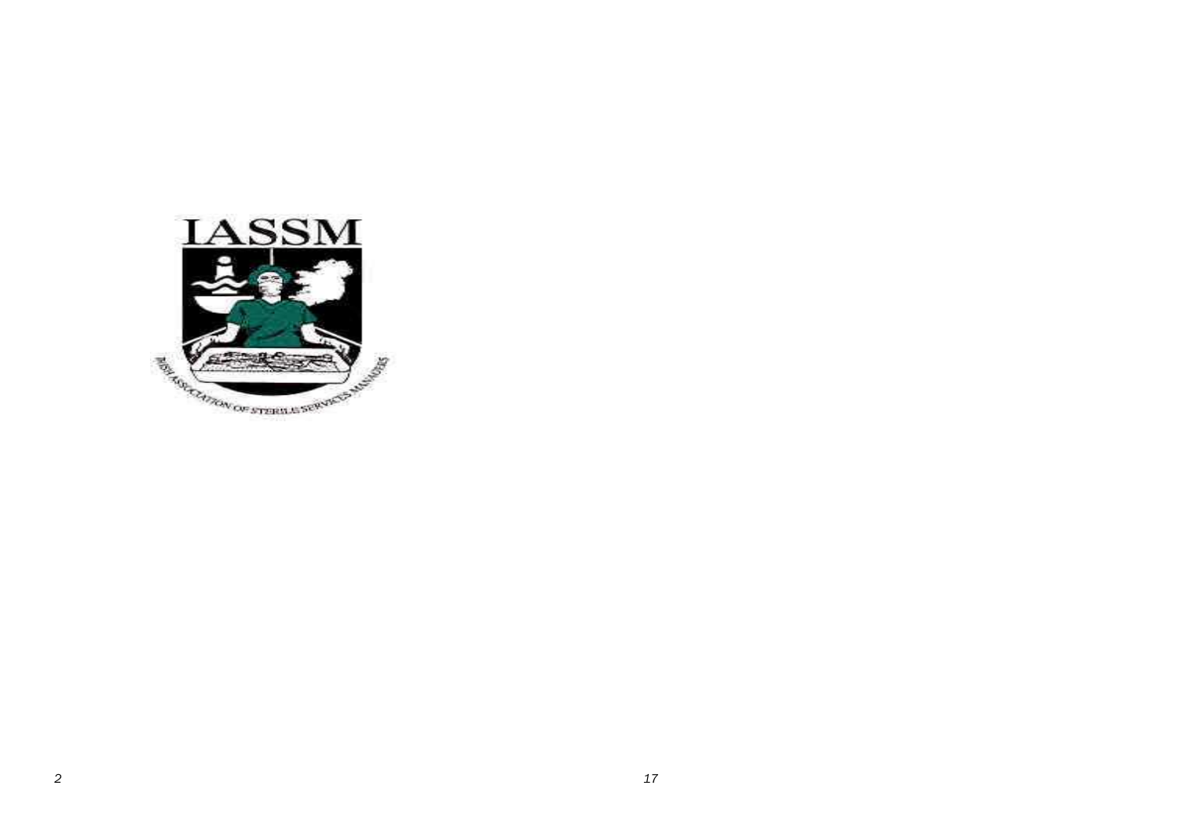IASSM

IRISH ASSOCIATION OF STERILE SERVICES MANAGERS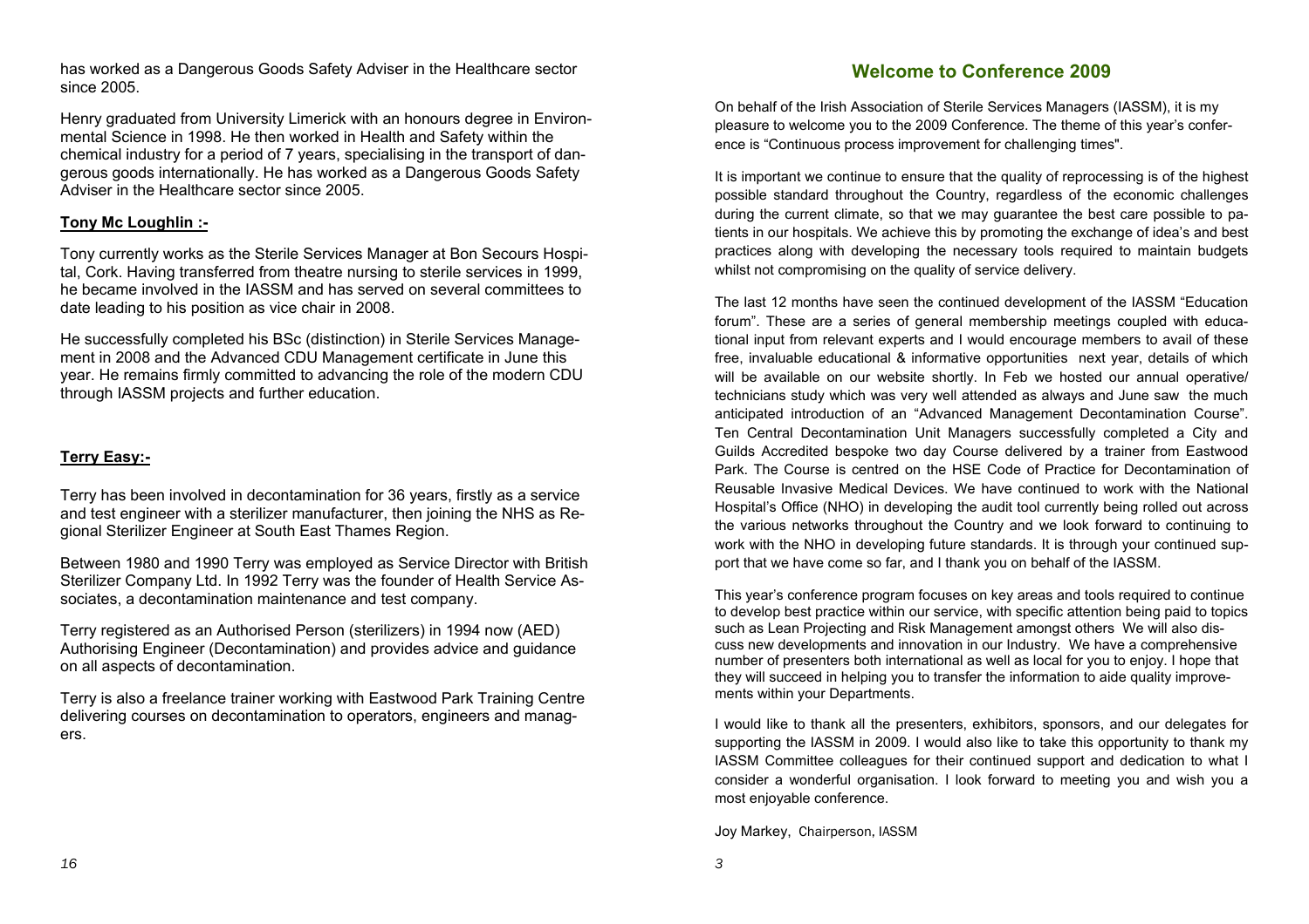has worked as a Dangerous Goods Safety Adviser in the Healthcare sector since 2005.

Henry graduated from University Limerick with an honours degree in Environmental Science in 1998. He then worked in Health and Safety within the chemical industry for a period of 7 years, specialising in the transport of dangerous goods internationally. He has worked as a Dangerous Goods Safety Adviser in the Healthcare sector since 2005.

**Tony Mc Loughlin :-**

Tony currently works as the Sterile Services Manager at Bon Secours Hospital, Cork. Having transferred from theatre nursing to sterile services in 1999, he became involved in the IASSM and has served on several committees to date leading to his position as vice chair in 2008.

He successfully completed his BSc (distinction) in Sterile Services Management in 2008 and the Advanced CDU Management certificate in June this year. He remains firmly committed to advancing the role of the modern CDU through IASSM projects and further education.

**Terry Easy:-**

Terry has been involved in decontamination for 36 years, firstly as a service and test engineer with a sterilizer manufacturer, then joining the NHS as Regional Sterilizer Engineer at South East Thames Region.

Between 1980 and 1990 Terry was employed as Service Director with British Sterilizer Company Ltd. In 1992 Terry was the founder of Health Service Associates, a decontamination maintenance and test company.

Terry registered as an Authorised Person (sterilizers) in 1994 now (AED) Authorising Engineer (Decontamination) and provides advice and guidance on all aspects of decontamination.

Terry is also a freelance trainer working with Eastwood Park Training Centre delivering courses on decontamination to operators, engineers and managers.

## Welcome to Conference 2009

On behalf of the Irish Association of Sterile Services Managers (IASSM), it is my pleasure to welcome you to the 2009 Conference. The theme of this year's conference is "Continuous process improvement for challenging times".

It is important we continue to ensure that the quality of reprocessing is of the highest possible standard throughout the Country, regardless of the economic challenges during the current climate, so that we may guarantee the best care possible to patients in our hospitals. We achieve this by promoting the exchange of idea's and best practices along with developing the necessary tools required to maintain budgets whilst not compromising on the quality of service delivery.

The last 12 months have seen the continued development of the IASSM "Education forum". These are a series of general membership meetings coupled with educational input from relevant experts and I would encourage members to avail of these free, invaluable educational & informative opportunities next year, details of which will be available on our website shortly. In Feb we hosted our annual operative/ technicians study which was very well attended as always and June saw the much anticipated introduction of an "Advanced Management Decontamination Course". Ten Central Decontamination Unit Managers successfully completed a City and Guilds Accredited bespoke two day Course delivered by a trainer from Eastwood Park. The Course is centred on the HSE Code of Practice for Decontamination of Reusable Invasive Medical Devices. We have continued to work with the National Hospital's Office (NHO) in developing the audit tool currently being rolled out across the various networks throughout the Country and we look forward to continuing to work with the NHO in developing future standards. It is through your continued support that we have come so far, and I thank you on behalf of the IASSM.

This year's conference program focuses on key areas and tools required to continue to develop best practice within our service, with specific attention being paid to topics such as Lean Projecting and Risk Management amongst others We will also discuss new developments and innovation in our Industry. We have a comprehensive number of presenters both international as well as local for you to enjoy. I hope that they will succeed in helping you to transfer the information to aide quality improvements within your Departments.

I would like to thank all the presenters, exhibitors, sponsors, and our delegates for supporting the IASSM in 2009. I would also like to take this opportunity to thank my IASSM Committee colleagues for their continued support and dedication to what I consider a wonderful organisation. I look forward to meeting you and wish you a most enjoyable conference.

Joy Markey, Chairperson, IASSM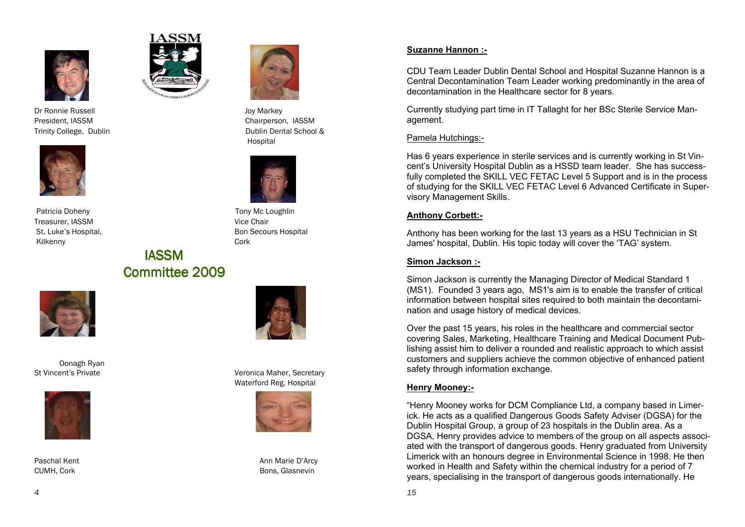## IASSM Committee 2009

Dr Ronnie Russell
President, IASSM
Trinity College, Dublin

Joy Markey
Chairperson, IASSM
Dublin Dental School & Hospital

Patricia Doheny
Treasurer, IASSM
St. Luke's Hospital, Kilkenny

Tony Mc Loughlin
Vice Chair
Bon Secours Hospital
Cork

Oonagh Ryan
St Vincent's Private

Veronica Maher, Secretary
Waterford Reg. Hospital

Paschal Kent
CUMH, Cork

Ann Marie D'Arcy
Bons, Glasnevin

**Suzanne Hannon :-**

CDU Team Leader Dublin Dental School and Hospital Suzanne Hannon is a Central Decontamination Team Leader working predominantly in the area of decontamination in the Healthcare sector for 8 years.

Currently studying part time in IT Tallaght for her BSc Sterile Service Management.

Pamela Hutchings:-

Has 6 years experience in sterile services and is currently working in St Vincent's University Hospital Dublin as a HSSD team leader. She has successfully completed the SKILL VEC FETAC Level 5 Support and is in the process of studying for the SKILL VEC FETAC Level 6 Advanced Certificate in Supervisory Management Skills.

**Anthony Corbett:-**

Anthony has been working for the last 13 years as a HSU Technician in St James' hospital, Dublin. His topic today will cover the 'TAG' system.

**Simon Jackson :-**

Simon Jackson is currently the Managing Director of Medical Standard 1 (MS1). Founded 3 years ago, MS1's aim is to enable the transfer of critical information between hospital sites required to both maintain the decontamination and usage history of medical devices.

Over the past 15 years, his roles in the healthcare and commercial sector covering Sales, Marketing, Healthcare Training and Medical Document Publishing assist him to deliver a rounded and realistic approach to which assist customers and suppliers achieve the common objective of enhanced patient safety through information exchange.

**Henry Mooney:-**

"Henry Mooney works for DCM Compliance Ltd, a company based in Limerick. He acts as a qualified Dangerous Goods Safety Adviser (DGSA) for the Dublin Hospital Group, a group of 23 hospitals in the Dublin area. As a DGSA, Henry provides advice to members of the group on all aspects associated with the transport of dangerous goods. Henry graduated from University Limerick with an honours degree in Environmental Science in 1998. He then worked in Health and Safety within the chemical industry for a period of 7 years, specialising in the transport of dangerous goods internationally. He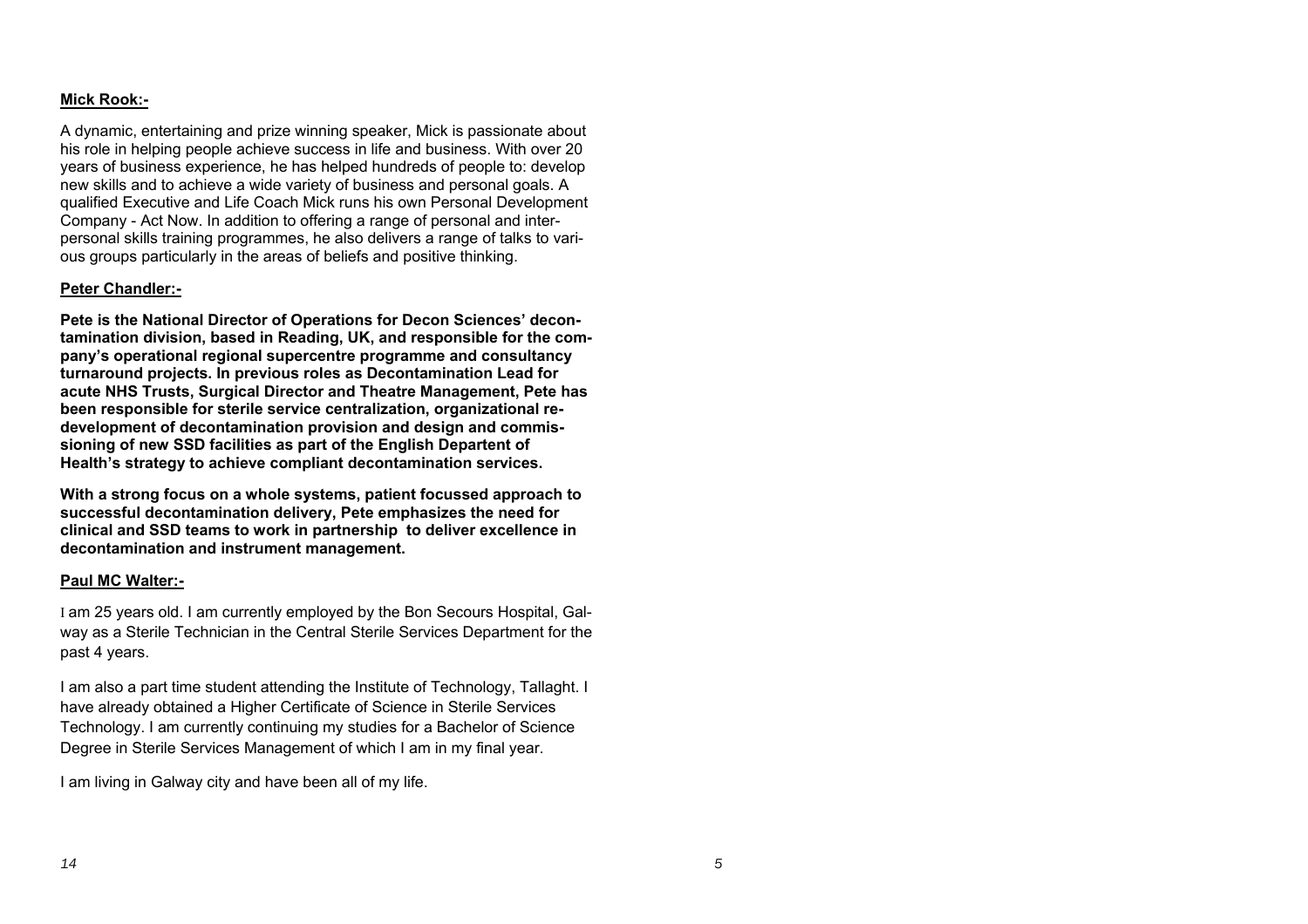**Mick Rook:-**

A dynamic, entertaining and prize winning speaker, Mick is passionate about his role in helping people achieve success in life and business. With over 20 years of business experience, he has helped hundreds of people to: develop new skills and to achieve a wide variety of business and personal goals. A qualified Executive and Life Coach Mick runs his own Personal Development Company - Act Now. In addition to offering a range of personal and interpersonal skills training programmes, he also delivers a range of talks to various groups particularly in the areas of beliefs and positive thinking.

**Peter Chandler:-**

**Pete is the National Director of Operations for Decon Sciences' decontamination division, based in Reading, UK, and responsible for the company's operational regional supercentre programme and consultancy turnaround projects. In previous roles as Decontamination Lead for acute NHS Trusts, Surgical Director and Theatre Management, Pete has been responsible for sterile service centralization, organizational redevelopment of decontamination provision and design and commissioning of new SSD facilities as part of the English Departent of Health's strategy to achieve compliant decontamination services.**

**With a strong focus on a whole systems, patient focussed approach to successful decontamination delivery, Pete emphasizes the need for clinical and SSD teams to work in partnership to deliver excellence in decontamination and instrument management.**

**Paul MC Walter:-**

I am 25 years old. I am currently employed by the Bon Secours Hospital, Galway as a Sterile Technician in the Central Sterile Services Department for the past 4 years.

I am also a part time student attending the Institute of Technology, Tallaght. I have already obtained a Higher Certificate of Science in Sterile Services Technology. I am currently continuing my studies for a Bachelor of Science Degree in Sterile Services Management of which I am in my final year.

I am living in Galway city and have been all of my life.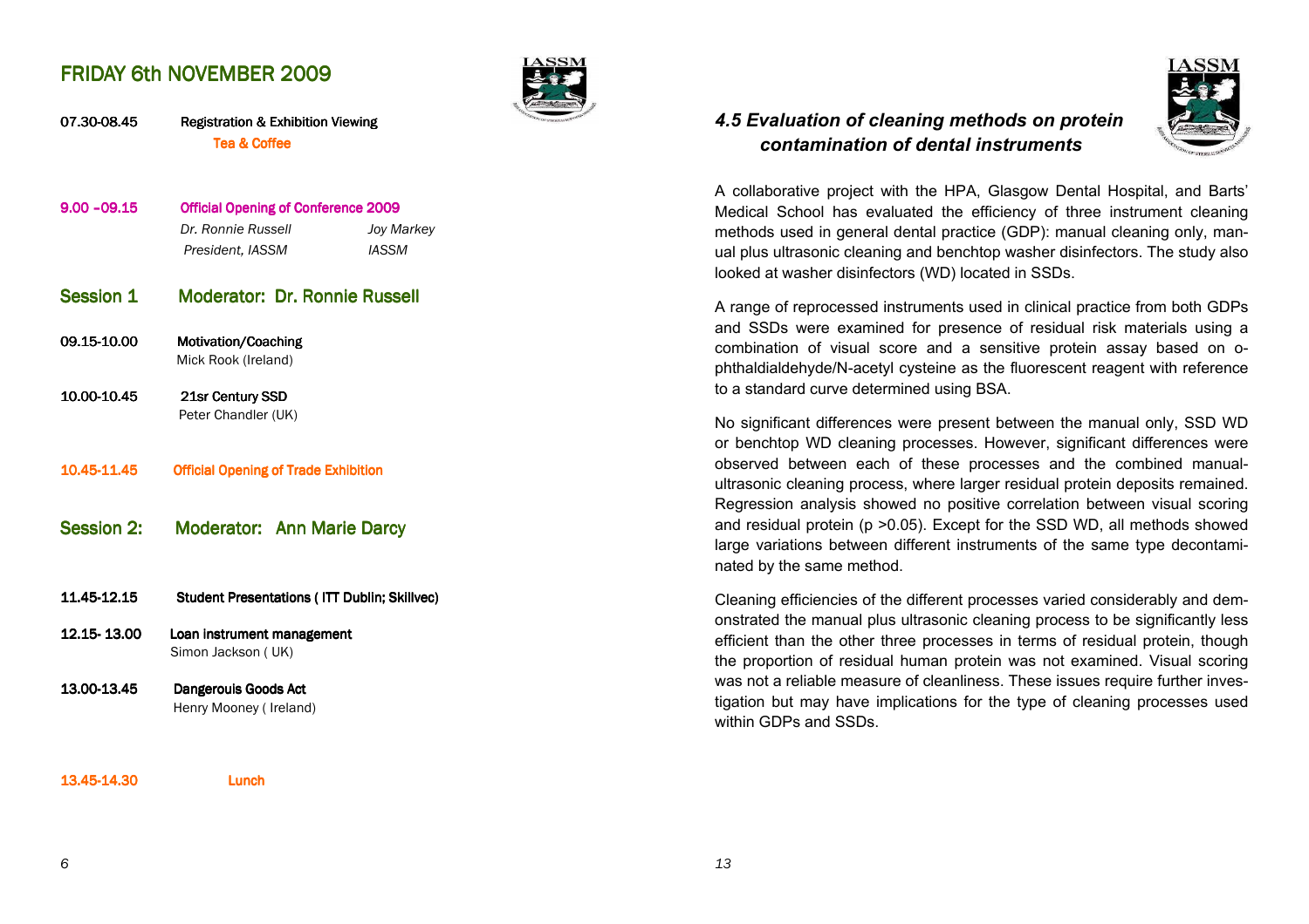## FRIDAY 6th NOVEMBER 2009

07.30-08.45 Registration & Exhibition Viewing

Tea & Coffee

9.00 –09.15 **Official Opening of Conference 2009**

*Dr. Ronnie Russell* — *President, IASSM*

*Joy Markey* — *IASSM*

### Session 1 Moderator: Dr. Ronnie Russell

09.15-10.00 **Motivation/Coaching**
Mick Rook (Ireland)

10.00-10.45 **21sr Century SSD**
Peter Chandler (UK)

10.45-11.45 **Official Opening of Trade Exhibition**

### Session 2: Moderator: Ann Marie Darcy

11.45-12.15 **Student Presentations ( ITT Dublin; Skillvec)**

12.15- 13.00 **Loan instrument management**
Simon Jackson ( UK)

13.00-13.45 **Dangerouis Goods Act**
Henry Mooney ( Ireland)

13.45-14.30 **Lunch**

## *4.5 Evaluation of cleaning methods on protein contamination of dental instruments*

A collaborative project with the HPA, Glasgow Dental Hospital, and Barts' Medical School has evaluated the efficiency of three instrument cleaning methods used in general dental practice (GDP): manual cleaning only, manual plus ultrasonic cleaning and benchtop washer disinfectors. The study also looked at washer disinfectors (WD) located in SSDs.

A range of reprocessed instruments used in clinical practice from both GDPs and SSDs were examined for presence of residual risk materials using a combination of visual score and a sensitive protein assay based on o-phthaldialdehyde/N-acetyl cysteine as the fluorescent reagent with reference to a standard curve determined using BSA.

No significant differences were present between the manual only, SSD WD or benchtop WD cleaning processes. However, significant differences were observed between each of these processes and the combined manual-ultrasonic cleaning process, where larger residual protein deposits remained. Regression analysis showed no positive correlation between visual scoring and residual protein ($p > 0.05$). Except for the SSD WD, all methods showed large variations between different instruments of the same type decontaminated by the same method.

Cleaning efficiencies of the different processes varied considerably and demonstrated the manual plus ultrasonic cleaning process to be significantly less efficient than the other three processes in terms of residual protein, though the proportion of residual human protein was not examined. Visual scoring was not a reliable measure of cleanliness. These issues require further investigation but may have implications for the type of cleaning processes used within GDPs and SSDs.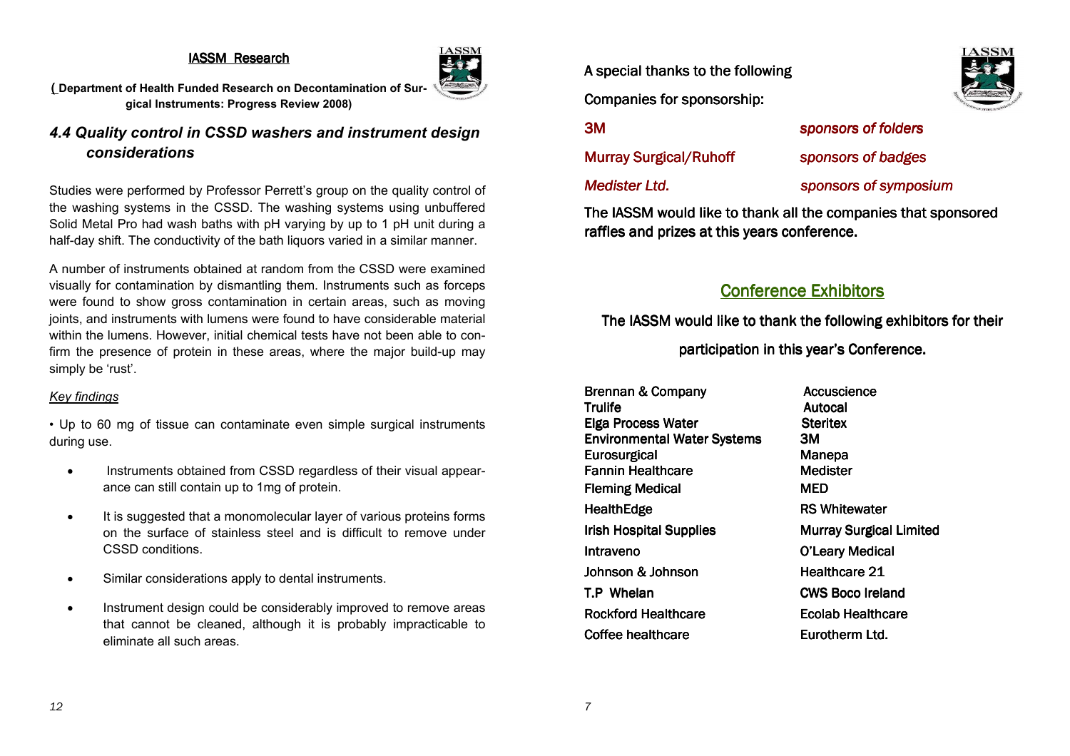## IASSM Research

**( Department of Health Funded Research on Decontamination of Surgical Instruments: Progress Review 2008)**

### *4.4 Quality control in CSSD washers and instrument design considerations*

Studies were performed by Professor Perrett's group on the quality control of the washing systems in the CSSD. The washing systems using unbuffered Solid Metal Pro had wash baths with pH varying by up to 1 pH unit during a half-day shift. The conductivity of the bath liquors varied in a similar manner.

A number of instruments obtained at random from the CSSD were examined visually for contamination by dismantling them. Instruments such as forceps were found to show gross contamination in certain areas, such as moving joints, and instruments with lumens were found to have considerable material within the lumens. However, initial chemical tests have not been able to confirm the presence of protein in these areas, where the major build-up may simply be 'rust'.

*Key findings*

• Up to 60 mg of tissue can contaminate even simple surgical instruments during use.

- Instruments obtained from CSSD regardless of their visual appearance can still contain up to 1mg of protein.
- It is suggested that a monomolecular layer of various proteins forms on the surface of stainless steel and is difficult to remove under CSSD conditions.
- Similar considerations apply to dental instruments.
- Instrument design could be considerably improved to remove areas that cannot be cleaned, although it is probably impracticable to eliminate all such areas.

A special thanks to the following

Companies for sponsorship:

| | |
|---|---|
| 3M | *sponsors of folders* |
| Murray Surgical/Ruhoff | *sponsors of badges* |
| *Medister Ltd.* | *sponsors of symposium* |

**The IASSM would like to thank all the companies that sponsored raffles and prizes at this years conference.**

## Conference Exhibitors

**The IASSM would like to thank the following exhibitors for their participation in this year's Conference.**

| | |
|---|---|
| Brennan & Company | Accuscience |
| **Trulife** | **Autocal** |
| **Elga Process Water** | **Steritex** |
| **Environmental Water Systems** | **3M** |
| Eurosurgical | Manepa |
| Fannin Healthcare | Medister |
| **Fleming Medical** | **MED** |
| HealthEdge | RS Whitewater |
| **Irish Hospital Supplies** | **Murray Surgical Limited** |
| Intraveno | O'Leary Medical |
| Johnson & Johnson | Healthcare 21 |
| **T.P Whelan** | **CWS Boco Ireland** |
| Rockford Healthcare | Ecolab Healthcare |
| Coffee healthcare | Eurotherm Ltd. |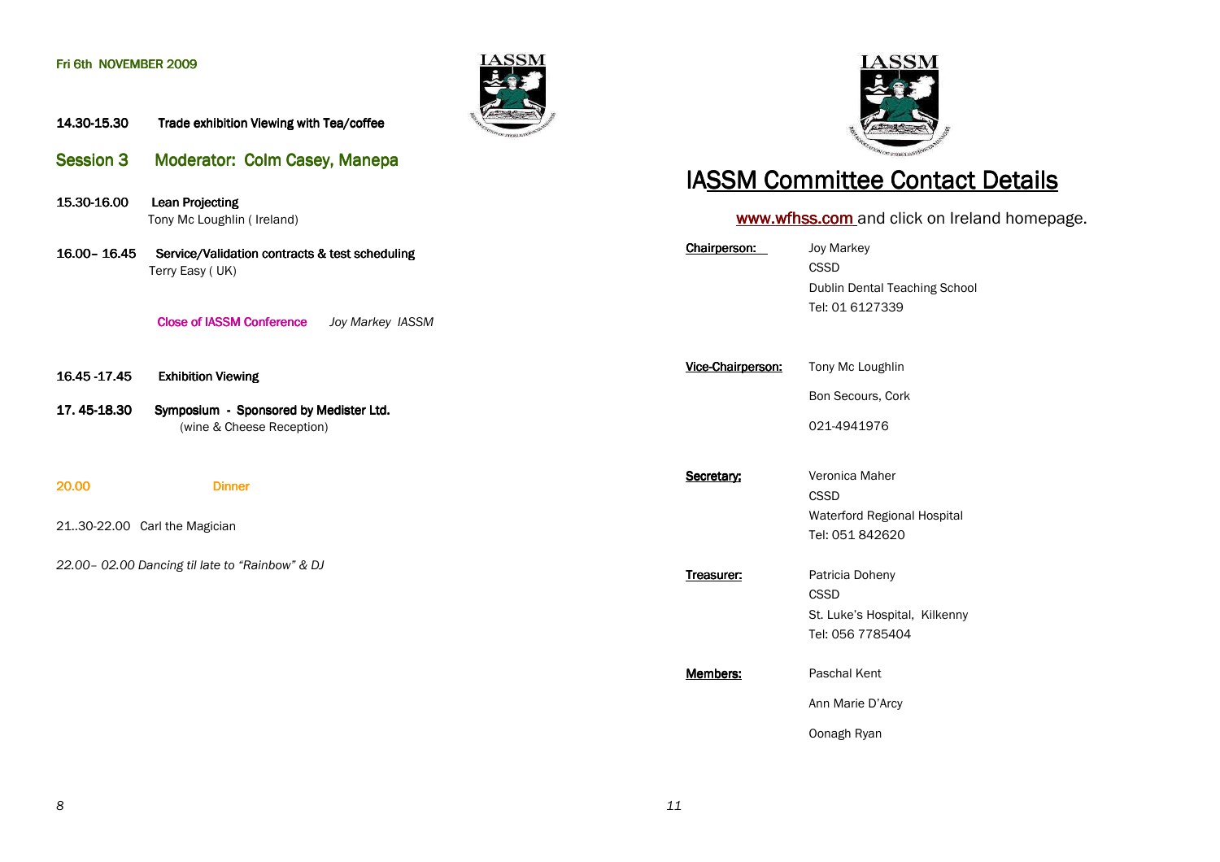Fri 6th NOVEMBER 2009

**14.30-15.30** **Trade exhibition Viewing with Tea/coffee**

## Session 3 Moderator: Colm Casey, Manepa

**15.30-16.00** **Lean Projecting**
Tony Mc Loughlin ( Ireland)

**16.00– 16.45** **Service/Validation contracts & test scheduling**
Terry Easy ( UK)

**Close of IASSM Conference** *Joy Markey IASSM*

**16.45 -17.45** **Exhibition Viewing**

**17. 45-18.30** **Symposium - Sponsored by Medister Ltd.**
(wine & Cheese Reception)

**20.00** **Dinner**

21..30-22.00 Carl the Magician

*22.00– 02.00 Dancing til late to "Rainbow" & DJ*

# IASSM Committee Contact Details

www.wfhss.com and click on Ireland homepage.

**Chairperson:**
Joy Markey
CSSD
Dublin Dental Teaching School
Tel: 01 6127339

**Vice-Chairperson:**
Tony Mc Loughlin
Bon Secours, Cork
021-4941976

**Secretary:**
Veronica Maher
CSSD
Waterford Regional Hospital
Tel: 051 842620

**Treasurer:**
Patricia Doheny
CSSD
St. Luke's Hospital, Kilkenny
Tel: 056 7785404

**Members:**
Paschal Kent
Ann Marie D'Arcy
Oonagh Ryan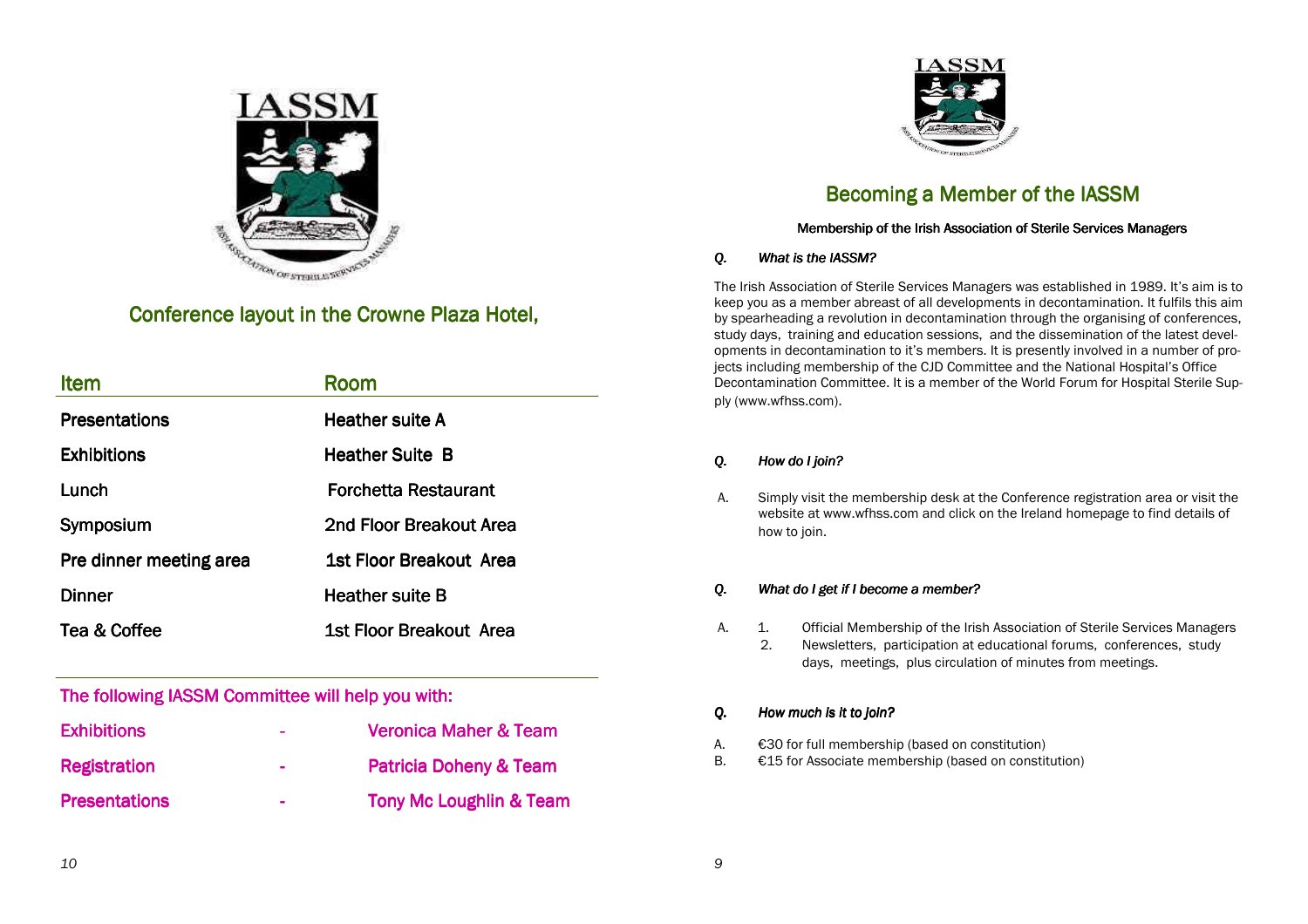# Conference layout in the Crowne Plaza Hotel,

| Item | Room |
|---|---|
| Presentations | Heather suite A |
| Exhibitions | Heather Suite B |
| Lunch | Forchetta Restaurant |
| Symposium | 2nd Floor Breakout Area |
| Pre dinner meeting area | 1st Floor Breakout Area |
| Dinner | Heather suite B |
| Tea & Coffee | 1st Floor Breakout Area |

## The following IASSM Committee will help you with:

| | | |
|---|---|---|
| Exhibitions | - | Veronica Maher & Team |
| Registration | - | Patricia Doheny & Team |
| Presentations | - | Tony Mc Loughlin & Team |

# Becoming a Member of the IASSM

**Membership of the Irish Association of Sterile Services Managers**

*Q. What is the IASSM?*

The Irish Association of Sterile Services Managers was established in 1989. It's aim is to keep you as a member abreast of all developments in decontamination. It fulfils this aim by spearheading a revolution in decontamination through the organising of conferences, study days, training and education sessions, and the dissemination of the latest developments in decontamination to it's members. It is presently involved in a number of projects including membership of the CJD Committee and the National Hospital's Office Decontamination Committee. It is a member of the World Forum for Hospital Sterile Supply (www.wfhss.com).

*Q. How do I join?*

A. Simply visit the membership desk at the Conference registration area or visit the website at www.wfhss.com and click on the Ireland homepage to find details of how to join.

*Q. What do I get if I become a member?*

A.
1. Official Membership of the Irish Association of Sterile Services Managers
2. Newsletters, participation at educational forums, conferences, study days, meetings, plus circulation of minutes from meetings.

*Q. How much is it to join?*

A. €30 for full membership (based on constitution)
B. €15 for Associate membership (based on constitution)